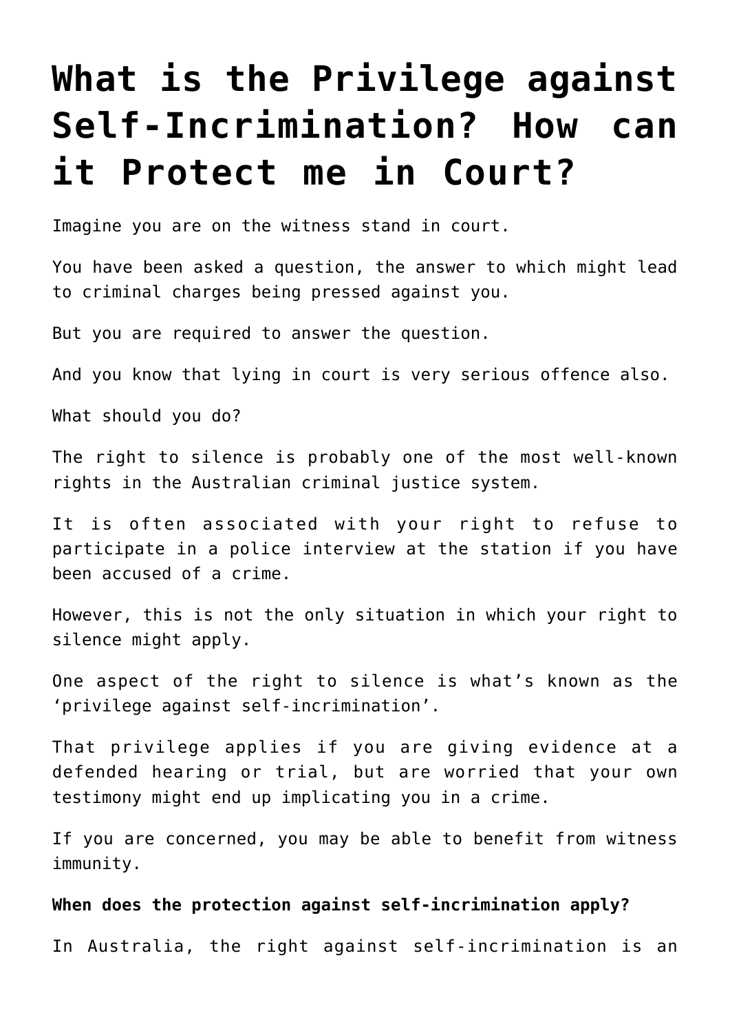# What is the Privilege against Self-Incrimination? How can it Protect me in Court?

Imagine you are on the witness stand in court.

You have been asked a question, the answer to which might lead to criminal charges being pressed against you.

But you are required to answer the question.

And you know that lying in court is very serious offence also.

What should you do?

The right to silence is probably one of the most well-known rights in the Australian criminal justice system.

It is often associated with your right to refuse to participate in a police interview at the station if you have been accused of a crime.

However, this is not the only situation in which your right to silence might apply.

One aspect of the right to silence is what's known as the 'privilege against self-incrimination'.

That privilege applies if you are giving evidence at a defended hearing or trial, but are worried that your own testimony might end up implicating you in a crime.

If you are concerned, you may be able to benefit from witness immunity.

**When does the protection against self-incrimination apply?**

In Australia, the right against self-incrimination is an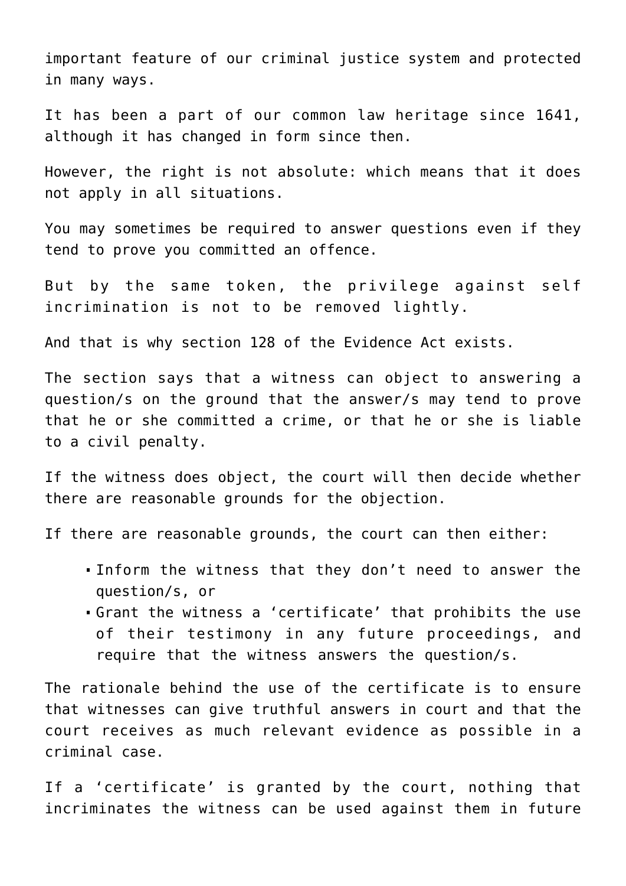important feature of our criminal justice system and protected in many ways.

It has been a part of our common law heritage since 1641, although it has changed in form since then.

However, the right is not absolute: which means that it does not apply in all situations.

You may sometimes be required to answer questions even if they tend to prove you committed an offence.

But by the same token, the privilege against self incrimination is not to be removed lightly.

And that is why section 128 of the Evidence Act exists.

The section says that a witness can object to answering a question/s on the ground that the answer/s may tend to prove that he or she committed a crime, or that he or she is liable to a civil penalty.

If the witness does object, the court will then decide whether there are reasonable grounds for the objection.

If there are reasonable grounds, the court can then either:

- Inform the witness that they don't need to answer the question/s, or
- Grant the witness a 'certificate' that prohibits the use of their testimony in any future proceedings, and require that the witness answers the question/s.

The rationale behind the use of the certificate is to ensure that witnesses can give truthful answers in court and that the court receives as much relevant evidence as possible in a criminal case.

If a 'certificate' is granted by the court, nothing that incriminates the witness can be used against them in future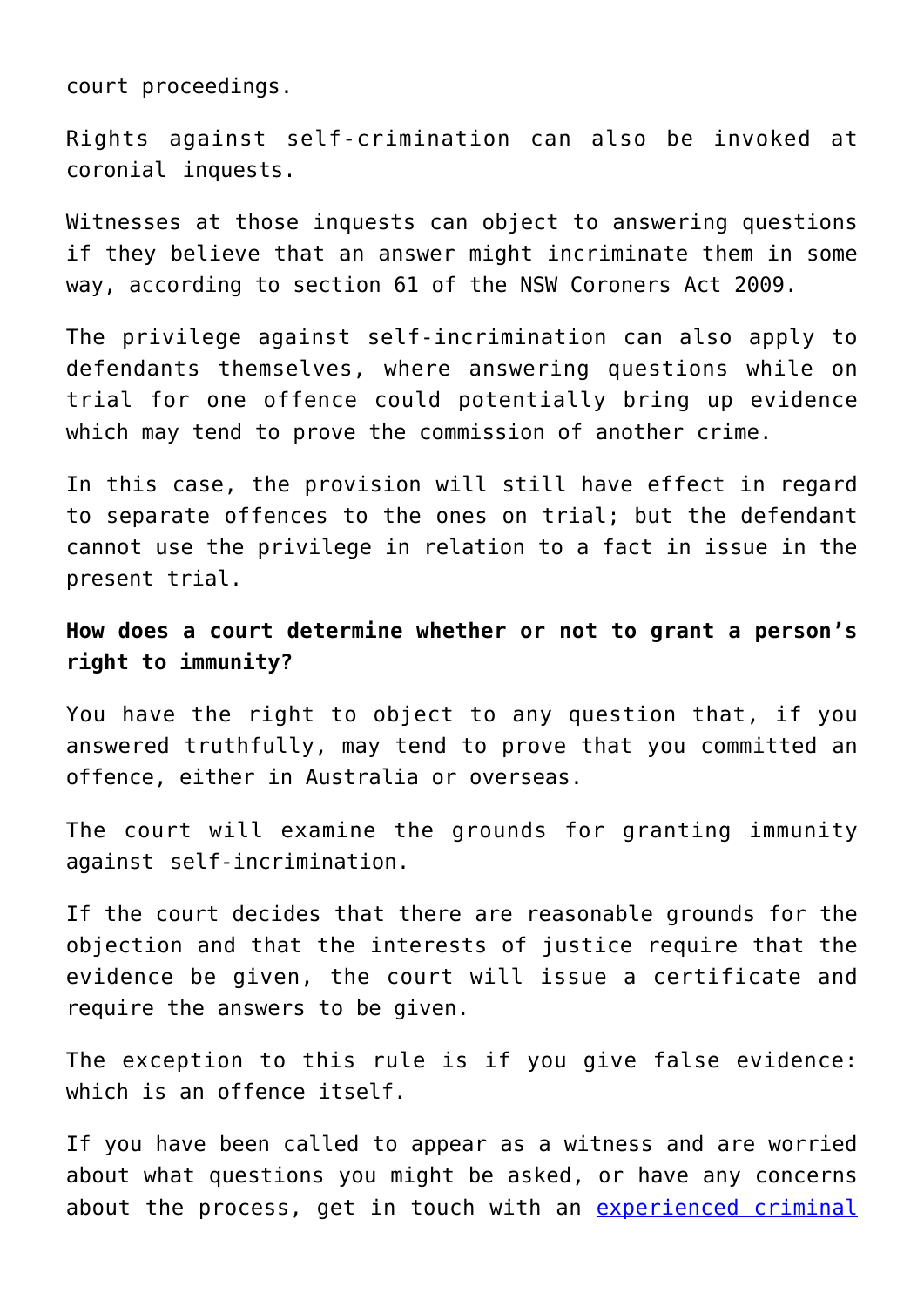court proceedings.

Rights against self-crimination can also be invoked at coronial inquests.

Witnesses at those inquests can object to answering questions if they believe that an answer might incriminate them in some way, according to section 61 of the NSW Coroners Act 2009.

The privilege against self-incrimination can also apply to defendants themselves, where answering questions while on trial for one offence could potentially bring up evidence which may tend to prove the commission of another crime.

In this case, the provision will still have effect in regard to separate offences to the ones on trial; but the defendant cannot use the privilege in relation to a fact in issue in the present trial.

**How does a court determine whether or not to grant a person's right to immunity?**

You have the right to object to any question that, if you answered truthfully, may tend to prove that you committed an offence, either in Australia or overseas.

The court will examine the grounds for granting immunity against self-incrimination.

If the court decides that there are reasonable grounds for the objection and that the interests of justice require that the evidence be given, the court will issue a certificate and require the answers to be given.

The exception to this rule is if you give false evidence: which is an offence itself.

If you have been called to appear as a witness and are worried about what questions you might be asked, or have any concerns about the process, get in touch with an [experienced criminal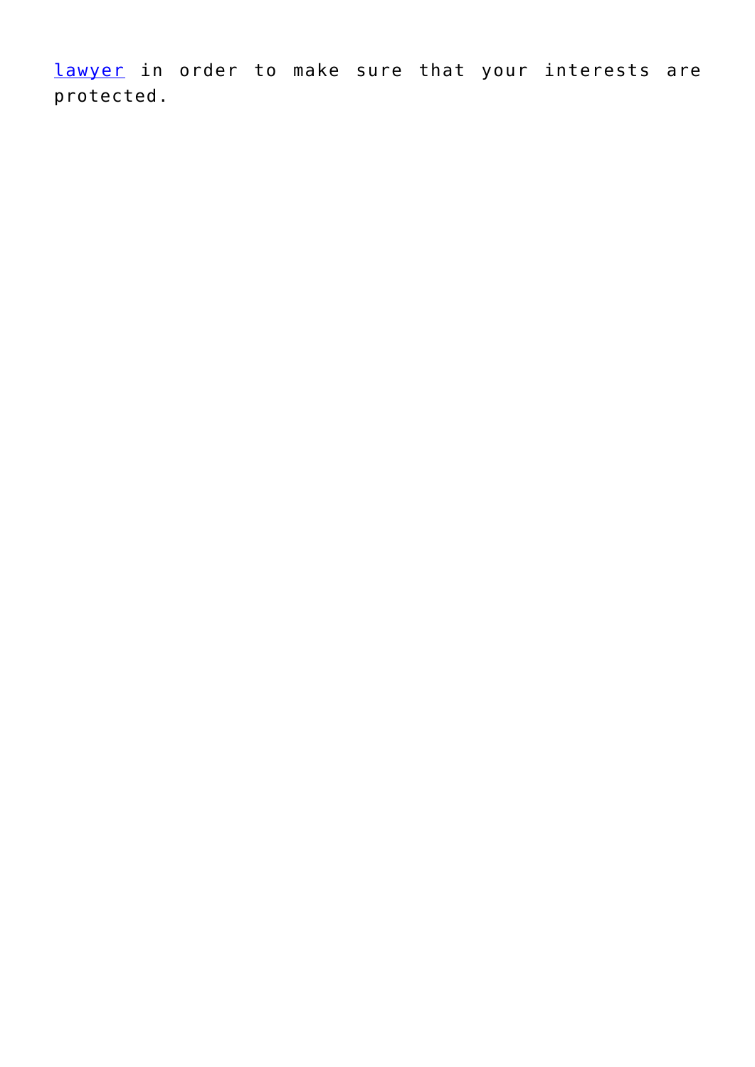[lawyer]() in order to make sure that your interests are protected.